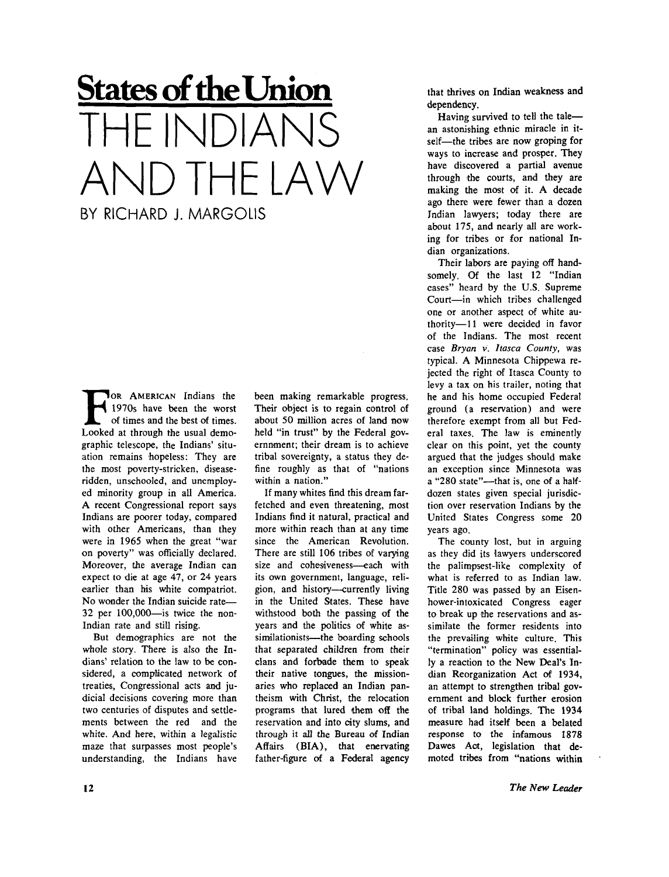# States of the Union

# THE INDIANS AND THE LAW

BY RICHARD J. MARGOLIS

FOR AMERICAN Indians the 1970s have been the worst of times and the best of times. Looked at through the usual demographic telescope, the Indians' situation remains hopeless: They are the most poverty-stricken, disease-ridden, unschooled, and unemployed minority group in all America. A recent Congressional report says Indians are poorer today, compared with other Americans, than they were in 1965 when the great "war on poverty" was officially declared. Moreover, the average Indian can expect to die at age 47, or 24 years earlier than his white compatriot. No wonder the Indian suicide rate—32 per 100,000—is twice the non-Indian rate and still rising.

But demographics are not the whole story. There is also the Indians' relation to the law to be considered, a complicated network of treaties, Congressional acts and judicial decisions covering more than two centuries of disputes and settlements between the red and the white. And here, within a legalistic maze that surpasses most people's understanding, the Indians have been making remarkable progress. Their object is to regain control of about 50 million acres of land now held "in trust" by the Federal government; their dream is to achieve tribal sovereignty, a status they define roughly as that of "nations within a nation."

If many whites find this dream far-fetched and even threatening, most Indians find it natural, practical and more within reach than at any time since the American Revolution. There are still 106 tribes of varying size and cohesiveness—each with its own government, language, religion, and history—currently living in the United States. These have withstood both the passing of the years and the politics of white assimilationists—the boarding schools that separated children from their clans and forbade them to speak their native tongues, the missionaries who replaced an Indian pantheism with Christ, the relocation programs that lured them off the reservation and into city slums, and through it all the Bureau of Indian Affairs (BIA), that enervating father-figure of a Federal agency that thrives on Indian weakness and dependency.

Having survived to tell the tale—an astonishing ethnic miracle in itself—the tribes are now groping for ways to increase and prosper. They have discovered a partial avenue through the courts, and they are making the most of it. A decade ago there were fewer than a dozen Indian lawyers; today there are about 175, and nearly all are working for tribes or for national Indian organizations.

Their labors are paying off handsomely. Of the last 12 "Indian cases" heard by the U.S. Supreme Court—in which tribes challenged one or another aspect of white authority—11 were decided in favor of the Indians. The most recent case *Bryan v. Itasca County*, was typical. A Minnesota Chippewa rejected the right of Itasca County to levy a tax on his trailer, noting that he and his home occupied Federal ground (a reservation) and were therefore exempt from all but Federal taxes. The law is eminently clear on this point, yet the county argued that the judges should make an exception since Minnesota was a "280 state"—that is, one of a half-dozen states given special jurisdiction over reservation Indians by the United States Congress some 20 years ago.

The county lost, but in arguing as they did its lawyers underscored the palimpsest-like complexity of what is referred to as Indian law. Title 280 was passed by an Eisenhower-intoxicated Congress eager to break up the reservations and assimilate the former residents into the prevailing white culture. This "termination" policy was essentially a reaction to the New Deal's Indian Reorganization Act of 1934, an attempt to strengthen tribal government and block further erosion of tribal land holdings. The 1934 measure had itself been a belated response to the infamous 1878 Dawes Act, legislation that demoted tribes from "nations within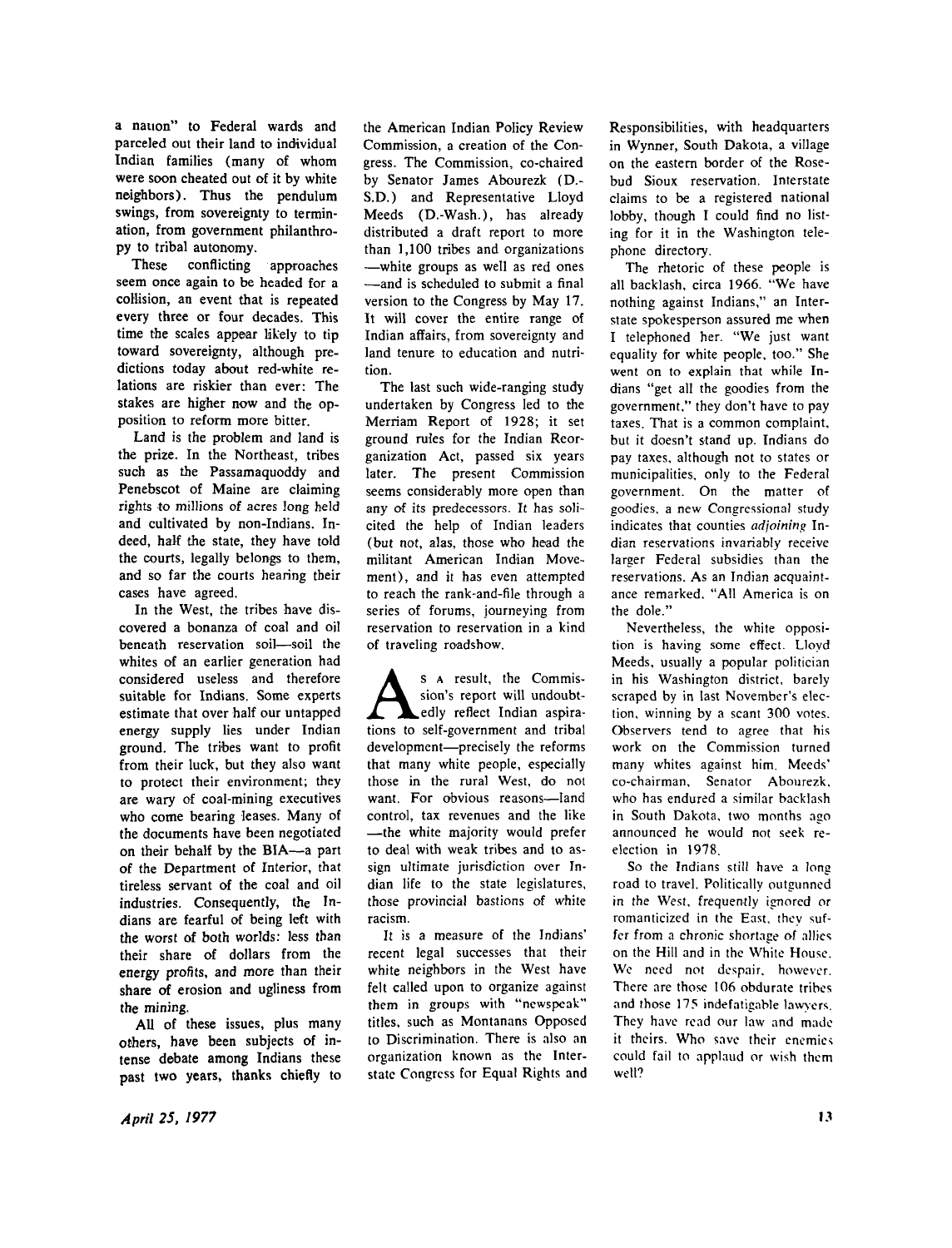a nation" to Federal wards and parceled out their land to individual Indian families (many of whom were soon cheated out of it by white neighbors). Thus the pendulum swings, from sovereignty to termination, from government philanthropy to tribal autonomy.

These conflicting approaches seem once again to be headed for a collision, an event that is repeated every three or four decades. This time the scales appear likely to tip toward sovereignty, although predictions today about red-white relations are riskier than ever: The stakes are higher now and the opposition to reform more bitter.

Land is the problem and land is the prize. In the Northeast, tribes such as the Passamaquoddy and Penebscot of Maine are claiming rights to millions of acres long held and cultivated by non-Indians. Indeed, half the state, they have told the courts, legally belongs to them, and so far the courts hearing their cases have agreed.

In the West, the tribes have discovered a bonanza of coal and oil beneath reservation soil—soil the whites of an earlier generation had considered useless and therefore suitable for Indians. Some experts estimate that over half our untapped energy supply lies under Indian ground. The tribes want to profit from their luck, but they also want to protect their environment; they are wary of coal-mining executives who come bearing leases. Many of the documents have been negotiated on their behalf by the BIA—a part of the Department of Interior, that tireless servant of the coal and oil industries. Consequently, the Indians are fearful of being left with the worst of both worlds: less than their share of dollars from the energy profits, and more than their share of erosion and ugliness from the mining.

All of these issues, plus many others, have been subjects of intense debate among Indians these past two years, thanks chiefly to the American Indian Policy Review Commission, a creation of the Congress. The Commission, co-chaired by Senator James Abourezk (D.-S.D.) and Representative Lloyd Meeds (D.-Wash.), has already distributed a draft report to more than 1,100 tribes and organizations—white groups as well as red ones—and is scheduled to submit a final version to the Congress by May 17. It will cover the entire range of Indian affairs, from sovereignty and land tenure to education and nutrition.

The last such wide-ranging study undertaken by Congress led to the Merriam Report of 1928; it set ground rules for the Indian Reorganization Act, passed six years later. The present Commission seems considerably more open than any of its predecessors. It has solicited the help of Indian leaders (but not, alas, those who head the militant American Indian Movement), and it has even attempted to reach the rank-and-file through a series of forums, journeying from reservation to reservation in a kind of traveling roadshow.

As a result, the Commission's report will undoubtedly reflect Indian aspirations to self-government and tribal development—precisely the reforms that many white people, especially those in the rural West, do not want. For obvious reasons—land control, tax revenues and the like—the white majority would prefer to deal with weak tribes and to assign ultimate jurisdiction over Indian life to the state legislatures, those provincial bastions of white racism.

It is a measure of the Indians' recent legal successes that their white neighbors in the West have felt called upon to organize against them in groups with "newspeak" titles, such as Montanans Opposed to Discrimination. There is also an organization known as the Interstate Congress for Equal Rights and Responsibilities, with headquarters in Wynner, South Dakota, a village on the eastern border of the Rosebud Sioux reservation. Interstate claims to be a registered national lobby, though I could find no listing for it in the Washington telephone directory.

The rhetoric of these people is all backlash, circa 1966. "We have nothing against Indians," an Interstate spokesperson assured me when I telephoned her. "We just want equality for white people, too." She went on to explain that while Indians "get all the goodies from the government," they don't have to pay taxes. That is a common complaint, but it doesn't stand up. Indians do pay taxes, although not to states or municipalities, only to the Federal government. On the matter of goodies, a new Congressional study indicates that counties *adjoining* Indian reservations invariably receive larger Federal subsidies than the reservations. As an Indian acquaintance remarked, "All America is on the dole."

Nevertheless, the white opposition is having some effect. Lloyd Meeds, usually a popular politician in his Washington district, barely scraped by in last November's election, winning by a scant 300 votes. Observers tend to agree that his work on the Commission turned many whites against him. Meeds' co-chairman, Senator Abourezk, who has endured a similar backlash in South Dakota, two months ago announced he would not seek reelection in 1978.

So the Indians still have a long road to travel. Politically outgunned in the West, frequently ignored or romanticized in the East, they suffer from a chronic shortage of allies on the Hill and in the White House. We need not despair, however. There are those 106 obdurate tribes and those 175 indefatigable lawyers. They have read our law and made it theirs. Who save their enemies could fail to applaud or wish them well?